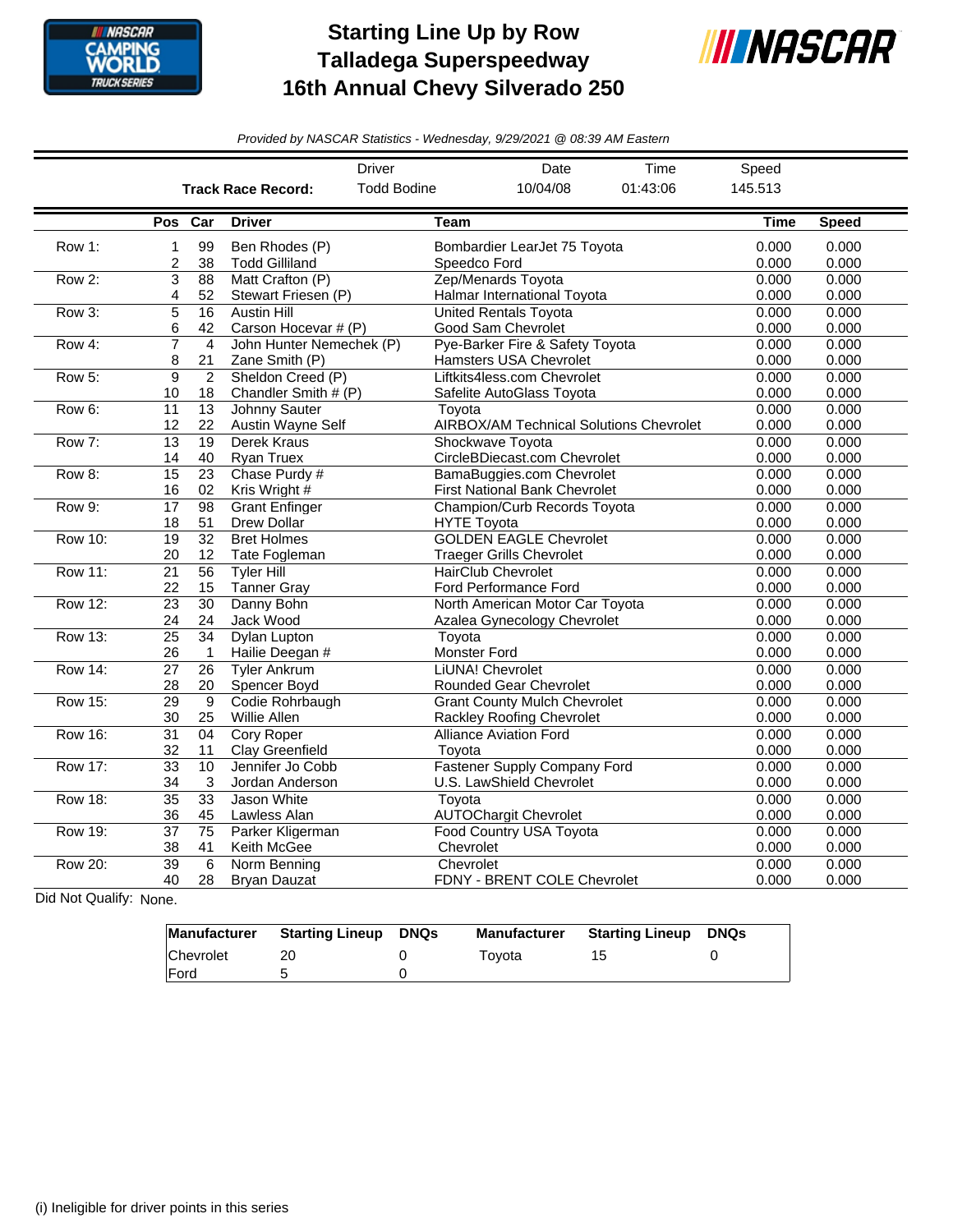# Starting Line Up by Row
## Talladega Superspeedway
## 16th Annual Chevy Silverado 250

*Provided by NASCAR Statistics - Wednesday, 9/29/2021 @ 08:39 AM Eastern*

| | Driver | Date | Time | Speed |
|---|---|---|---|---|
| **Track Race Record:** | Todd Bodine | 10/04/08 | 01:43:06 | 145.513 |

| | Pos | Car | Driver | Team | Time | Speed |
|---|---|---|---|---|---|---|
| Row 1: | 1 | 99 | Ben Rhodes (P) | Bombardier LearJet 75 Toyota | 0.000 | 0.000 |
| | 2 | 38 | Todd Gilliland | Speedco Ford | 0.000 | 0.000 |
| Row 2: | 3 | 88 | Matt Crafton (P) | Zep/Menards Toyota | 0.000 | 0.000 |
| | 4 | 52 | Stewart Friesen (P) | Halmar International Toyota | 0.000 | 0.000 |
| Row 3: | 5 | 16 | Austin Hill | United Rentals Toyota | 0.000 | 0.000 |
| | 6 | 42 | Carson Hocevar # (P) | Good Sam Chevrolet | 0.000 | 0.000 |
| Row 4: | 7 | 4 | John Hunter Nemechek (P) | Pye-Barker Fire & Safety Toyota | 0.000 | 0.000 |
| | 8 | 21 | Zane Smith (P) | Hamsters USA Chevrolet | 0.000 | 0.000 |
| Row 5: | 9 | 2 | Sheldon Creed (P) | Liftkits4less.com Chevrolet | 0.000 | 0.000 |
| | 10 | 18 | Chandler Smith # (P) | Safelite AutoGlass Toyota | 0.000 | 0.000 |
| Row 6: | 11 | 13 | Johnny Sauter | Toyota | 0.000 | 0.000 |
| | 12 | 22 | Austin Wayne Self | AIRBOX/AM Technical Solutions Chevrolet | 0.000 | 0.000 |
| Row 7: | 13 | 19 | Derek Kraus | Shockwave Toyota | 0.000 | 0.000 |
| | 14 | 40 | Ryan Truex | CircleBDiecast.com Chevrolet | 0.000 | 0.000 |
| Row 8: | 15 | 23 | Chase Purdy # | BamaBuggies.com Chevrolet | 0.000 | 0.000 |
| | 16 | 02 | Kris Wright # | First National Bank Chevrolet | 0.000 | 0.000 |
| Row 9: | 17 | 98 | Grant Enfinger | Champion/Curb Records Toyota | 0.000 | 0.000 |
| | 18 | 51 | Drew Dollar | HYTE Toyota | 0.000 | 0.000 |
| Row 10: | 19 | 32 | Bret Holmes | GOLDEN EAGLE Chevrolet | 0.000 | 0.000 |
| | 20 | 12 | Tate Fogleman | Traeger Grills Chevrolet | 0.000 | 0.000 |
| Row 11: | 21 | 56 | Tyler Hill | HairClub Chevrolet | 0.000 | 0.000 |
| | 22 | 15 | Tanner Gray | Ford Performance Ford | 0.000 | 0.000 |
| Row 12: | 23 | 30 | Danny Bohn | North American Motor Car Toyota | 0.000 | 0.000 |
| | 24 | 24 | Jack Wood | Azalea Gynecology Chevrolet | 0.000 | 0.000 |
| Row 13: | 25 | 34 | Dylan Lupton | Toyota | 0.000 | 0.000 |
| | 26 | 1 | Hailie Deegan # | Monster Ford | 0.000 | 0.000 |
| Row 14: | 27 | 26 | Tyler Ankrum | LiUNA! Chevrolet | 0.000 | 0.000 |
| | 28 | 20 | Spencer Boyd | Rounded Gear Chevrolet | 0.000 | 0.000 |
| Row 15: | 29 | 9 | Codie Rohrbaugh | Grant County Mulch Chevrolet | 0.000 | 0.000 |
| | 30 | 25 | Willie Allen | Rackley Roofing Chevrolet | 0.000 | 0.000 |
| Row 16: | 31 | 04 | Cory Roper | Alliance Aviation Ford | 0.000 | 0.000 |
| | 32 | 11 | Clay Greenfield | Toyota | 0.000 | 0.000 |
| Row 17: | 33 | 10 | Jennifer Jo Cobb | Fastener Supply Company Ford | 0.000 | 0.000 |
| | 34 | 3 | Jordan Anderson | U.S. LawShield Chevrolet | 0.000 | 0.000 |
| Row 18: | 35 | 33 | Jason White | Toyota | 0.000 | 0.000 |
| | 36 | 45 | Lawless Alan | AUTOChargit Chevrolet | 0.000 | 0.000 |
| Row 19: | 37 | 75 | Parker Kligerman | Food Country USA Toyota | 0.000 | 0.000 |
| | 38 | 41 | Keith McGee | Chevrolet | 0.000 | 0.000 |
| Row 20: | 39 | 6 | Norm Benning | Chevrolet | 0.000 | 0.000 |
| | 40 | 28 | Bryan Dauzat | FDNY - BRENT COLE Chevrolet | 0.000 | 0.000 |

Did Not Qualify: None.

| Manufacturer | Starting Lineup | DNQs | Manufacturer | Starting Lineup | DNQs |
|---|---|---|---|---|---|
| Chevrolet | 20 | 0 | Toyota | 15 | 0 |
| Ford | 5 | 0 | | | |

(i) Ineligible for driver points in this series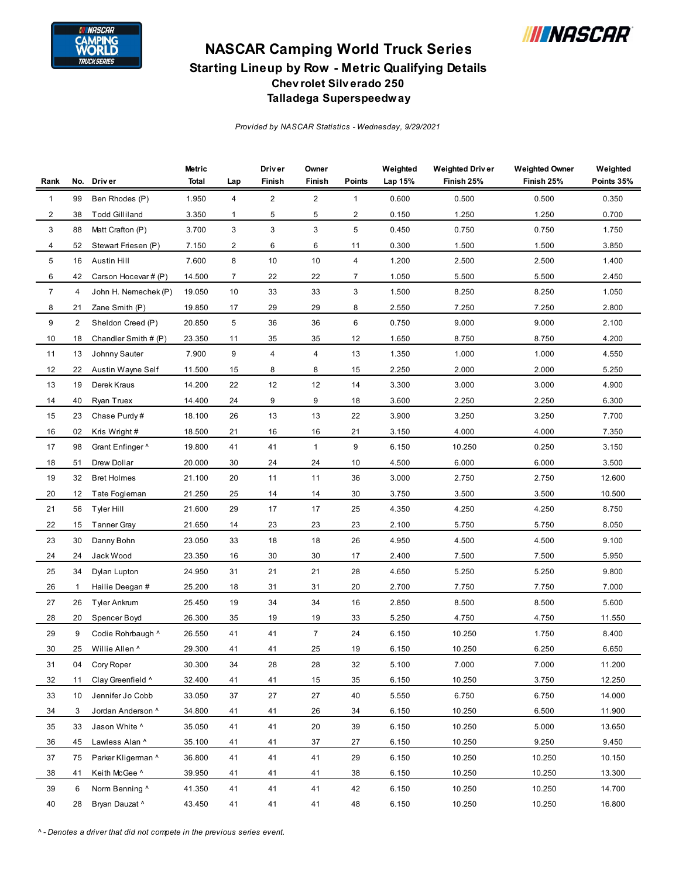# NASCAR Camping World Truck Series

## Starting Lineup by Row - Metric Qualifying Details

### Chevrolet Silverado 250

### Talladega Superspeedway

*Provided by NASCAR Statistics - Wednesday, 9/29/2021*

| Rank | No. | Driver | Metric Total | Lap | Driver Finish | Owner Finish | Points | Weighted Lap 15% | Weighted Driver Finish 25% | Weighted Owner Finish 25% | Weighted Points 35% |
|---|---|---|---|---|---|---|---|---|---|---|---|
| 1 | 99 | Ben Rhodes (P) | 1.950 | 4 | 2 | 2 | 1 | 0.600 | 0.500 | 0.500 | 0.350 |
| 2 | 38 | Todd Gilliland | 3.350 | 1 | 5 | 5 | 2 | 0.150 | 1.250 | 1.250 | 0.700 |
| 3 | 88 | Matt Crafton (P) | 3.700 | 3 | 3 | 3 | 5 | 0.450 | 0.750 | 0.750 | 1.750 |
| 4 | 52 | Stewart Friesen (P) | 7.150 | 2 | 6 | 6 | 11 | 0.300 | 1.500 | 1.500 | 3.850 |
| 5 | 16 | Austin Hill | 7.600 | 8 | 10 | 10 | 4 | 1.200 | 2.500 | 2.500 | 1.400 |
| 6 | 42 | Carson Hocevar # (P) | 14.500 | 7 | 22 | 22 | 7 | 1.050 | 5.500 | 5.500 | 2.450 |
| 7 | 4 | John H. Nemechek (P) | 19.050 | 10 | 33 | 33 | 3 | 1.500 | 8.250 | 8.250 | 1.050 |
| 8 | 21 | Zane Smith (P) | 19.850 | 17 | 29 | 29 | 8 | 2.550 | 7.250 | 7.250 | 2.800 |
| 9 | 2 | Sheldon Creed (P) | 20.850 | 5 | 36 | 36 | 6 | 0.750 | 9.000 | 9.000 | 2.100 |
| 10 | 18 | Chandler Smith # (P) | 23.350 | 11 | 35 | 35 | 12 | 1.650 | 8.750 | 8.750 | 4.200 |
| 11 | 13 | Johnny Sauter | 7.900 | 9 | 4 | 4 | 13 | 1.350 | 1.000 | 1.000 | 4.550 |
| 12 | 22 | Austin Wayne Self | 11.500 | 15 | 8 | 8 | 15 | 2.250 | 2.000 | 2.000 | 5.250 |
| 13 | 19 | Derek Kraus | 14.200 | 22 | 12 | 12 | 14 | 3.300 | 3.000 | 3.000 | 4.900 |
| 14 | 40 | Ryan Truex | 14.400 | 24 | 9 | 9 | 18 | 3.600 | 2.250 | 2.250 | 6.300 |
| 15 | 23 | Chase Purdy # | 18.100 | 26 | 13 | 13 | 22 | 3.900 | 3.250 | 3.250 | 7.700 |
| 16 | 02 | Kris Wright # | 18.500 | 21 | 16 | 16 | 21 | 3.150 | 4.000 | 4.000 | 7.350 |
| 17 | 98 | Grant Enfinger ^ | 19.800 | 41 | 41 | 1 | 9 | 6.150 | 10.250 | 0.250 | 3.150 |
| 18 | 51 | Drew Dollar | 20.000 | 30 | 24 | 24 | 10 | 4.500 | 6.000 | 6.000 | 3.500 |
| 19 | 32 | Bret Holmes | 21.100 | 20 | 11 | 11 | 36 | 3.000 | 2.750 | 2.750 | 12.600 |
| 20 | 12 | Tate Fogleman | 21.250 | 25 | 14 | 14 | 30 | 3.750 | 3.500 | 3.500 | 10.500 |
| 21 | 56 | Tyler Hill | 21.600 | 29 | 17 | 17 | 25 | 4.350 | 4.250 | 4.250 | 8.750 |
| 22 | 15 | Tanner Gray | 21.650 | 14 | 23 | 23 | 23 | 2.100 | 5.750 | 5.750 | 8.050 |
| 23 | 30 | Danny Bohn | 23.050 | 33 | 18 | 18 | 26 | 4.950 | 4.500 | 4.500 | 9.100 |
| 24 | 24 | Jack Wood | 23.350 | 16 | 30 | 30 | 17 | 2.400 | 7.500 | 7.500 | 5.950 |
| 25 | 34 | Dylan Lupton | 24.950 | 31 | 21 | 21 | 28 | 4.650 | 5.250 | 5.250 | 9.800 |
| 26 | 1 | Hailie Deegan # | 25.200 | 18 | 31 | 31 | 20 | 2.700 | 7.750 | 7.750 | 7.000 |
| 27 | 26 | Tyler Ankrum | 25.450 | 19 | 34 | 34 | 16 | 2.850 | 8.500 | 8.500 | 5.600 |
| 28 | 20 | Spencer Boyd | 26.300 | 35 | 19 | 19 | 33 | 5.250 | 4.750 | 4.750 | 11.550 |
| 29 | 9 | Codie Rohrbaugh ^ | 26.550 | 41 | 41 | 7 | 24 | 6.150 | 10.250 | 1.750 | 8.400 |
| 30 | 25 | Willie Allen ^ | 29.300 | 41 | 41 | 25 | 19 | 6.150 | 10.250 | 6.250 | 6.650 |
| 31 | 04 | Cory Roper | 30.300 | 34 | 28 | 28 | 32 | 5.100 | 7.000 | 7.000 | 11.200 |
| 32 | 11 | Clay Greenfield ^ | 32.400 | 41 | 41 | 15 | 35 | 6.150 | 10.250 | 3.750 | 12.250 |
| 33 | 10 | Jennifer Jo Cobb | 33.050 | 37 | 27 | 27 | 40 | 5.550 | 6.750 | 6.750 | 14.000 |
| 34 | 3 | Jordan Anderson ^ | 34.800 | 41 | 41 | 26 | 34 | 6.150 | 10.250 | 6.500 | 11.900 |
| 35 | 33 | Jason White ^ | 35.050 | 41 | 41 | 20 | 39 | 6.150 | 10.250 | 5.000 | 13.650 |
| 36 | 45 | Lawless Alan ^ | 35.100 | 41 | 41 | 37 | 27 | 6.150 | 10.250 | 9.250 | 9.450 |
| 37 | 75 | Parker Kligerman ^ | 36.800 | 41 | 41 | 41 | 29 | 6.150 | 10.250 | 10.250 | 10.150 |
| 38 | 41 | Keith McGee ^ | 39.950 | 41 | 41 | 41 | 38 | 6.150 | 10.250 | 10.250 | 13.300 |
| 39 | 6 | Norm Benning ^ | 41.350 | 41 | 41 | 41 | 42 | 6.150 | 10.250 | 10.250 | 14.700 |
| 40 | 28 | Bryan Dauzat ^ | 43.450 | 41 | 41 | 41 | 48 | 6.150 | 10.250 | 10.250 | 16.800 |

*^ - Denotes a driver that did not compete in the previous series event.*